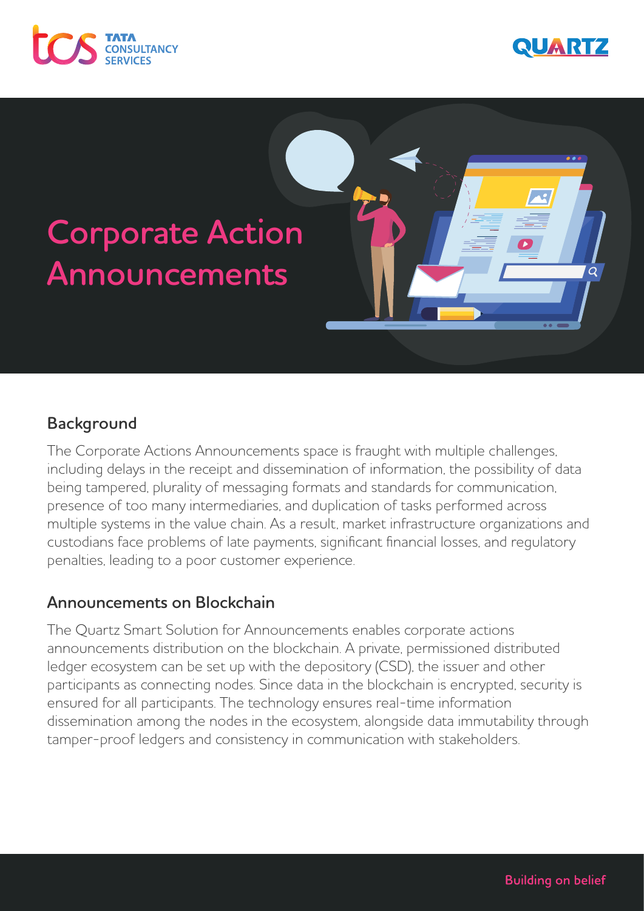# Corporate Action Announcements

## Background

The Corporate Actions Announcements space is fraught with multiple challenges, including delays in the receipt and dissemination of information, the possibility of data being tampered, plurality of messaging formats and standards for communication, presence of too many intermediaries, and duplication of tasks performed across multiple systems in the value chain. As a result, market infrastructure organizations and custodians face problems of late payments, significant financial losses, and regulatory penalties, leading to a poor customer experience.

## Announcements on Blockchain

The Quartz Smart Solution for Announcements enables corporate actions announcements distribution on the blockchain. A private, permissioned distributed ledger ecosystem can be set up with the depository (CSD), the issuer and other participants as connecting nodes. Since data in the blockchain is encrypted, security is ensured for all participants. The technology ensures real-time information dissemination among the nodes in the ecosystem, alongside data immutability through tamper-proof ledgers and consistency in communication with stakeholders.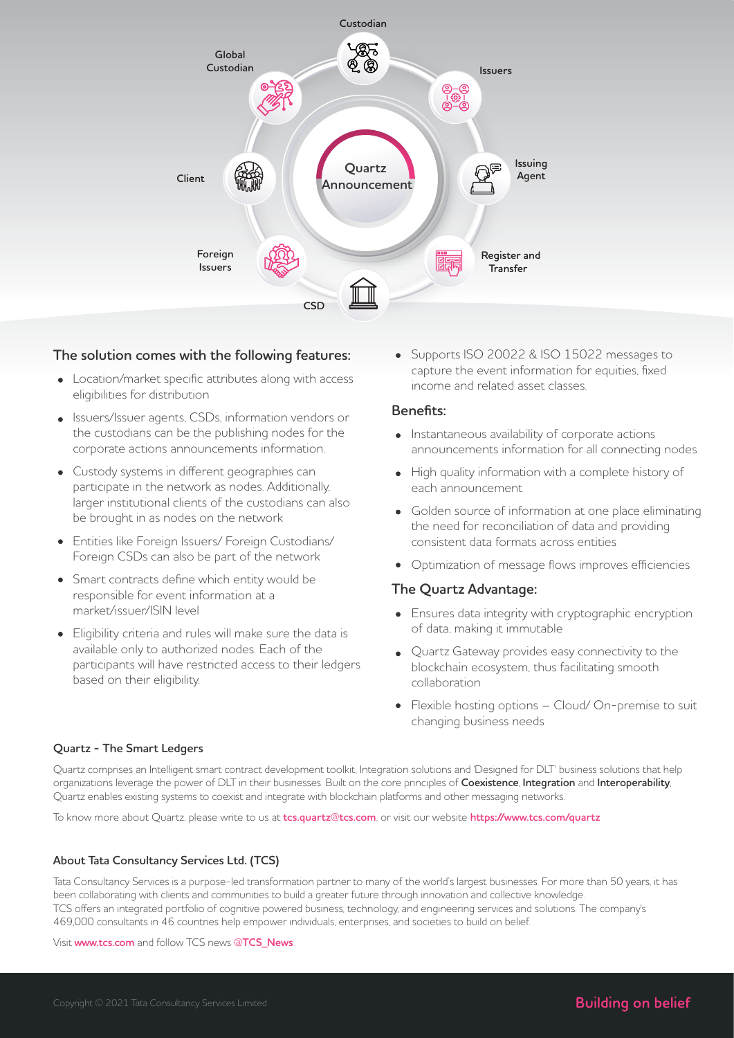Custodian

Global Custodian

Issuers

Client

Quartz Announcement

Issuing Agent

Foreign Issuers

Register and Transfer

CSD

### The solution comes with the following features:

- Location/market specific attributes along with access eligibilities for distribution
- Issuers/Issuer agents, CSDs, information vendors or the custodians can be the publishing nodes for the corporate actions announcements information.
- Custody systems in different geographies can participate in the network as nodes. Additionally, larger institutional clients of the custodians can also be brought in as nodes on the network
- Entities like Foreign Issuers/ Foreign Custodians/ Foreign CSDs can also be part of the network
- Smart contracts define which entity would be responsible for event information at a market/issuer/ISIN level
- Eligibility criteria and rules will make sure the data is available only to authorized nodes. Each of the participants will have restricted access to their ledgers based on their eligibility.
- Supports ISO 20022 & ISO 15022 messages to capture the event information for equities, fixed income and related asset classes.

### Benefits:

- Instantaneous availability of corporate actions announcements information for all connecting nodes
- High quality information with a complete history of each announcement
- Golden source of information at one place eliminating the need for reconciliation of data and providing consistent data formats across entities
- Optimization of message flows improves efficiencies

### The Quartz Advantage:

- Ensures data integrity with cryptographic encryption of data, making it immutable
- Quartz Gateway provides easy connectivity to the blockchain ecosystem, thus facilitating smooth collaboration
- Flexible hosting options – Cloud/ On-premise to suit changing business needs

#### Quartz - The Smart Ledgers

Quartz comprises an Intelligent smart contract development toolkit, Integration solutions and 'Designed for DLT' business solutions that help organizations leverage the power of DLT in their businesses. Built on the core principles of **Coexistence**, **Integration** and **Interoperability**, Quartz enables existing systems to coexist and integrate with blockchain platforms and other messaging networks.

To know more about Quartz, please write to us at **tcs.quartz@tcs.com**, or visit our website **https://www.tcs.com/quartz**

#### About Tata Consultancy Services Ltd. (TCS)

Tata Consultancy Services is a purpose-led transformation partner to many of the world's largest businesses. For more than 50 years, it has been collaborating with clients and communities to build a greater future through innovation and collective knowledge.
TCS offers an integrated portfolio of cognitive powered business, technology, and engineering services and solutions. The company's 469,000 consultants in 46 countries help empower individuals, enterprises, and societies to build on belief.

Visit **www.tcs.com** and follow TCS news **@TCS_News**.

Copyright © 2021 Tata Consultancy Services Limited

**Building on belief**